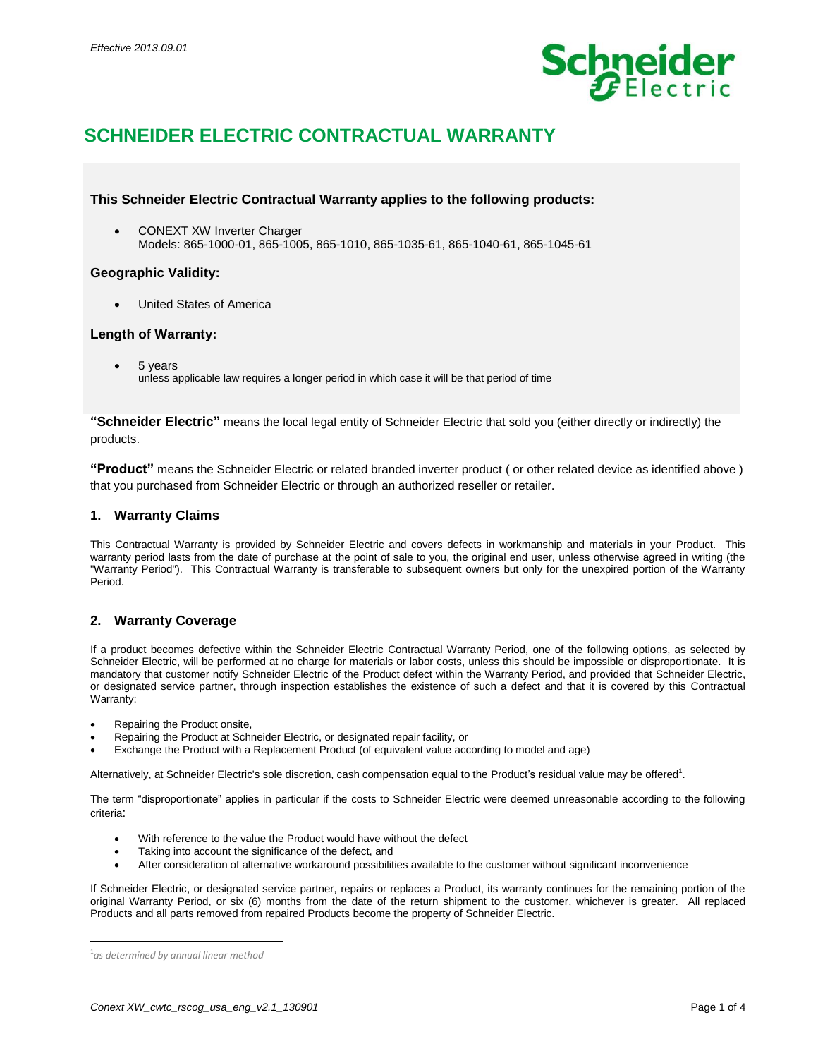*Effective 2013.09.01*

# SCHNEIDER ELECTRIC CONTRACTUAL WARRANTY

**This Schneider Electric Contractual Warranty applies to the following products:**

- CONEXT XW Inverter Charger
  Models: 865-1000-01, 865-1005, 865-1010, 865-1035-61, 865-1040-61, 865-1045-61

**Geographic Validity:**

- United States of America

**Length of Warranty:**

- 5 years
  unless applicable law requires a longer period in which case it will be that period of time

**"Schneider Electric"** means the local legal entity of Schneider Electric that sold you (either directly or indirectly) the products.

**"Product"** means the Schneider Electric or related branded inverter product ( or other related device as identified above ) that you purchased from Schneider Electric or through an authorized reseller or retailer.

## 1. Warranty Claims

This Contractual Warranty is provided by Schneider Electric and covers defects in workmanship and materials in your Product. This warranty period lasts from the date of purchase at the point of sale to you, the original end user, unless otherwise agreed in writing (the "Warranty Period"). This Contractual Warranty is transferable to subsequent owners but only for the unexpired portion of the Warranty Period.

## 2. Warranty Coverage

If a product becomes defective within the Schneider Electric Contractual Warranty Period, one of the following options, as selected by Schneider Electric, will be performed at no charge for materials or labor costs, unless this should be impossible or disproportionate. It is mandatory that customer notify Schneider Electric of the Product defect within the Warranty Period, and provided that Schneider Electric, or designated service partner, through inspection establishes the existence of such a defect and that it is covered by this Contractual Warranty:

- Repairing the Product onsite,
- Repairing the Product at Schneider Electric, or designated repair facility, or
- Exchange the Product with a Replacement Product (of equivalent value according to model and age)

Alternatively, at Schneider Electric's sole discretion, cash compensation equal to the Product's residual value may be offered[1].

The term "disproportionate" applies in particular if the costs to Schneider Electric were deemed unreasonable according to the following criteria:

- With reference to the value the Product would have without the defect
- Taking into account the significance of the defect, and
- After consideration of alternative workaround possibilities available to the customer without significant inconvenience

If Schneider Electric, or designated service partner, repairs or replaces a Product, its warranty continues for the remaining portion of the original Warranty Period, or six (6) months from the date of the return shipment to the customer, whichever is greater. All replaced Products and all parts removed from repaired Products become the property of Schneider Electric.

---

[1] *as determined by annual linear method*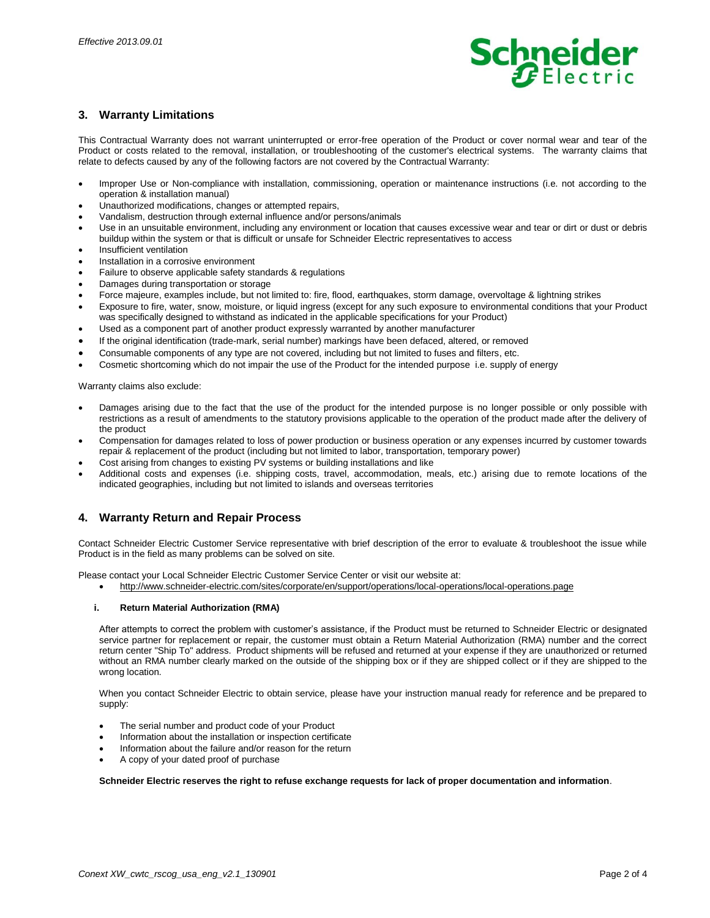## 3. Warranty Limitations

This Contractual Warranty does not warrant uninterrupted or error-free operation of the Product or cover normal wear and tear of the Product or costs related to the removal, installation, or troubleshooting of the customer's electrical systems. The warranty claims that relate to defects caused by any of the following factors are not covered by the Contractual Warranty:

- Improper Use or Non-compliance with installation, commissioning, operation or maintenance instructions (i.e. not according to the operation & installation manual)
- Unauthorized modifications, changes or attempted repairs,
- Vandalism, destruction through external influence and/or persons/animals
- Use in an unsuitable environment, including any environment or location that causes excessive wear and tear or dirt or dust or debris buildup within the system or that is difficult or unsafe for Schneider Electric representatives to access
- Insufficient ventilation
- Installation in a corrosive environment
- Failure to observe applicable safety standards & regulations
- Damages during transportation or storage
- Force majeure, examples include, but not limited to: fire, flood, earthquakes, storm damage, overvoltage & lightning strikes
- Exposure to fire, water, snow, moisture, or liquid ingress (except for any such exposure to environmental conditions that your Product was specifically designed to withstand as indicated in the applicable specifications for your Product)
- Used as a component part of another product expressly warranted by another manufacturer
- If the original identification (trade-mark, serial number) markings have been defaced, altered, or removed
- Consumable components of any type are not covered, including but not limited to fuses and filters, etc.
- Cosmetic shortcoming which do not impair the use of the Product for the intended purpose i.e. supply of energy

Warranty claims also exclude:

- Damages arising due to the fact that the use of the product for the intended purpose is no longer possible or only possible with restrictions as a result of amendments to the statutory provisions applicable to the operation of the product made after the delivery of the product
- Compensation for damages related to loss of power production or business operation or any expenses incurred by customer towards repair & replacement of the product (including but not limited to labor, transportation, temporary power)
- Cost arising from changes to existing PV systems or building installations and like
- Additional costs and expenses (i.e. shipping costs, travel, accommodation, meals, etc.) arising due to remote locations of the indicated geographies, including but not limited to islands and overseas territories

## 4. Warranty Return and Repair Process

Contact Schneider Electric Customer Service representative with brief description of the error to evaluate & troubleshoot the issue while Product is in the field as many problems can be solved on site.

Please contact your Local Schneider Electric Customer Service Center or visit our website at:

- http://www.schneider-electric.com/sites/corporate/en/support/operations/local-operations/local-operations.page

### i. Return Material Authorization (RMA)

After attempts to correct the problem with customer's assistance, if the Product must be returned to Schneider Electric or designated service partner for replacement or repair, the customer must obtain a Return Material Authorization (RMA) number and the correct return center "Ship To" address. Product shipments will be refused and returned at your expense if they are unauthorized or returned without an RMA number clearly marked on the outside of the shipping box or if they are shipped collect or if they are shipped to the wrong location.

When you contact Schneider Electric to obtain service, please have your instruction manual ready for reference and be prepared to supply:

- The serial number and product code of your Product
- Information about the installation or inspection certificate
- Information about the failure and/or reason for the return
- A copy of your dated proof of purchase

**Schneider Electric reserves the right to refuse exchange requests for lack of proper documentation and information**.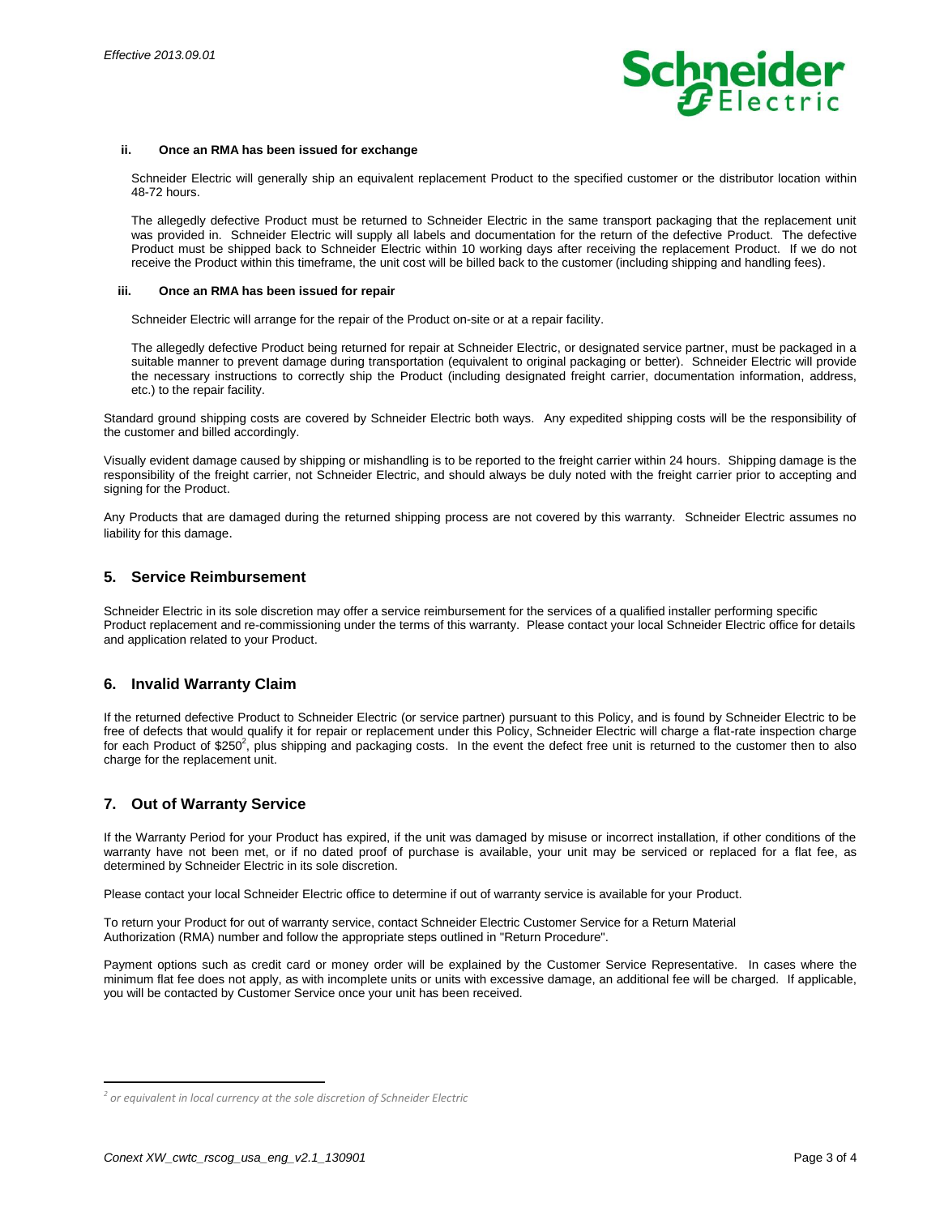#### ii. Once an RMA has been issued for exchange

Schneider Electric will generally ship an equivalent replacement Product to the specified customer or the distributor location within 48-72 hours.

The allegedly defective Product must be returned to Schneider Electric in the same transport packaging that the replacement unit was provided in. Schneider Electric will supply all labels and documentation for the return of the defective Product. The defective Product must be shipped back to Schneider Electric within 10 working days after receiving the replacement Product. If we do not receive the Product within this timeframe, the unit cost will be billed back to the customer (including shipping and handling fees).

#### iii. Once an RMA has been issued for repair

Schneider Electric will arrange for the repair of the Product on-site or at a repair facility.

The allegedly defective Product being returned for repair at Schneider Electric, or designated service partner, must be packaged in a suitable manner to prevent damage during transportation (equivalent to original packaging or better). Schneider Electric will provide the necessary instructions to correctly ship the Product (including designated freight carrier, documentation information, address, etc.) to the repair facility.

Standard ground shipping costs are covered by Schneider Electric both ways. Any expedited shipping costs will be the responsibility of the customer and billed accordingly.

Visually evident damage caused by shipping or mishandling is to be reported to the freight carrier within 24 hours. Shipping damage is the responsibility of the freight carrier, not Schneider Electric, and should always be duly noted with the freight carrier prior to accepting and signing for the Product.

Any Products that are damaged during the returned shipping process are not covered by this warranty. Schneider Electric assumes no liability for this damage.

## 5. Service Reimbursement

Schneider Electric in its sole discretion may offer a service reimbursement for the services of a qualified installer performing specific Product replacement and re-commissioning under the terms of this warranty. Please contact your local Schneider Electric office for details and application related to your Product.

## 6. Invalid Warranty Claim

If the returned defective Product to Schneider Electric (or service partner) pursuant to this Policy, and is found by Schneider Electric to be free of defects that would qualify it for repair or replacement under this Policy, Schneider Electric will charge a flat-rate inspection charge for each Product of $250[2], plus shipping and packaging costs. In the event the defect free unit is returned to the customer then to also charge for the replacement unit.

## 7. Out of Warranty Service

If the Warranty Period for your Product has expired, if the unit was damaged by misuse or incorrect installation, if other conditions of the warranty have not been met, or if no dated proof of purchase is available, your unit may be serviced or replaced for a flat fee, as determined by Schneider Electric in its sole discretion.

Please contact your local Schneider Electric office to determine if out of warranty service is available for your Product.

To return your Product for out of warranty service, contact Schneider Electric Customer Service for a Return Material Authorization (RMA) number and follow the appropriate steps outlined in "Return Procedure".

Payment options such as credit card or money order will be explained by the Customer Service Representative. In cases where the minimum flat fee does not apply, as with incomplete units or units with excessive damage, an additional fee will be charged. If applicable, you will be contacted by Customer Service once your unit has been received.

---

[2] *or equivalent in local currency at the sole discretion of Schneider Electric*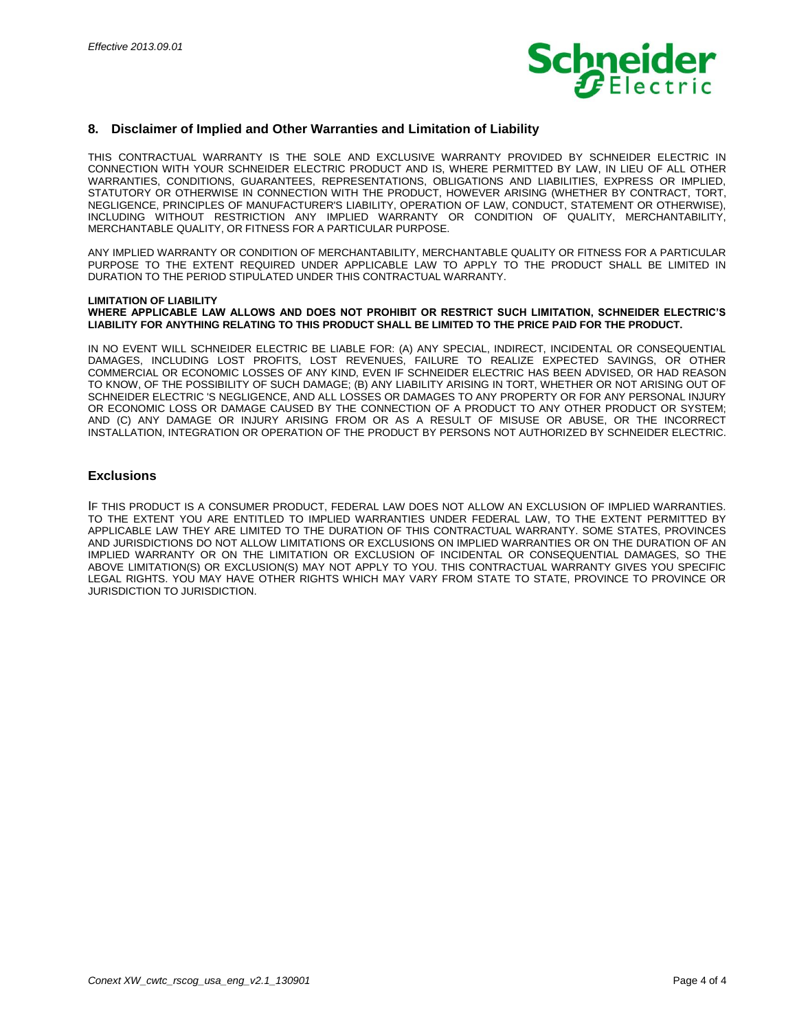## 8. Disclaimer of Implied and Other Warranties and Limitation of Liability

THIS CONTRACTUAL WARRANTY IS THE SOLE AND EXCLUSIVE WARRANTY PROVIDED BY SCHNEIDER ELECTRIC IN CONNECTION WITH YOUR SCHNEIDER ELECTRIC PRODUCT AND IS, WHERE PERMITTED BY LAW, IN LIEU OF ALL OTHER WARRANTIES, CONDITIONS, GUARANTEES, REPRESENTATIONS, OBLIGATIONS AND LIABILITIES, EXPRESS OR IMPLIED, STATUTORY OR OTHERWISE IN CONNECTION WITH THE PRODUCT, HOWEVER ARISING (WHETHER BY CONTRACT, TORT, NEGLIGENCE, PRINCIPLES OF MANUFACTURER'S LIABILITY, OPERATION OF LAW, CONDUCT, STATEMENT OR OTHERWISE), INCLUDING WITHOUT RESTRICTION ANY IMPLIED WARRANTY OR CONDITION OF QUALITY, MERCHANTABILITY, MERCHANTABLE QUALITY, OR FITNESS FOR A PARTICULAR PURPOSE.

ANY IMPLIED WARRANTY OR CONDITION OF MERCHANTABILITY, MERCHANTABLE QUALITY OR FITNESS FOR A PARTICULAR PURPOSE TO THE EXTENT REQUIRED UNDER APPLICABLE LAW TO APPLY TO THE PRODUCT SHALL BE LIMITED IN DURATION TO THE PERIOD STIPULATED UNDER THIS CONTRACTUAL WARRANTY.

**LIMITATION OF LIABILITY**
**WHERE APPLICABLE LAW ALLOWS AND DOES NOT PROHIBIT OR RESTRICT SUCH LIMITATION, SCHNEIDER ELECTRIC'S LIABILITY FOR ANYTHING RELATING TO THIS PRODUCT SHALL BE LIMITED TO THE PRICE PAID FOR THE PRODUCT.**

IN NO EVENT WILL SCHNEIDER ELECTRIC BE LIABLE FOR: (A) ANY SPECIAL, INDIRECT, INCIDENTAL OR CONSEQUENTIAL DAMAGES, INCLUDING LOST PROFITS, LOST REVENUES, FAILURE TO REALIZE EXPECTED SAVINGS, OR OTHER COMMERCIAL OR ECONOMIC LOSSES OF ANY KIND, EVEN IF SCHNEIDER ELECTRIC HAS BEEN ADVISED, OR HAD REASON TO KNOW, OF THE POSSIBILITY OF SUCH DAMAGE; (B) ANY LIABILITY ARISING IN TORT, WHETHER OR NOT ARISING OUT OF SCHNEIDER ELECTRIC 'S NEGLIGENCE, AND ALL LOSSES OR DAMAGES TO ANY PROPERTY OR FOR ANY PERSONAL INJURY OR ECONOMIC LOSS OR DAMAGE CAUSED BY THE CONNECTION OF A PRODUCT TO ANY OTHER PRODUCT OR SYSTEM; AND (C) ANY DAMAGE OR INJURY ARISING FROM OR AS A RESULT OF MISUSE OR ABUSE, OR THE INCORRECT INSTALLATION, INTEGRATION OR OPERATION OF THE PRODUCT BY PERSONS NOT AUTHORIZED BY SCHNEIDER ELECTRIC.

## Exclusions

IF THIS PRODUCT IS A CONSUMER PRODUCT, FEDERAL LAW DOES NOT ALLOW AN EXCLUSION OF IMPLIED WARRANTIES. TO THE EXTENT YOU ARE ENTITLED TO IMPLIED WARRANTIES UNDER FEDERAL LAW, TO THE EXTENT PERMITTED BY APPLICABLE LAW THEY ARE LIMITED TO THE DURATION OF THIS CONTRACTUAL WARRANTY. SOME STATES, PROVINCES AND JURISDICTIONS DO NOT ALLOW LIMITATIONS OR EXCLUSIONS ON IMPLIED WARRANTIES OR ON THE DURATION OF AN IMPLIED WARRANTY OR ON THE LIMITATION OR EXCLUSION OF INCIDENTAL OR CONSEQUENTIAL DAMAGES, SO THE ABOVE LIMITATION(S) OR EXCLUSION(S) MAY NOT APPLY TO YOU. THIS CONTRACTUAL WARRANTY GIVES YOU SPECIFIC LEGAL RIGHTS. YOU MAY HAVE OTHER RIGHTS WHICH MAY VARY FROM STATE TO STATE, PROVINCE TO PROVINCE OR JURISDICTION TO JURISDICTION.